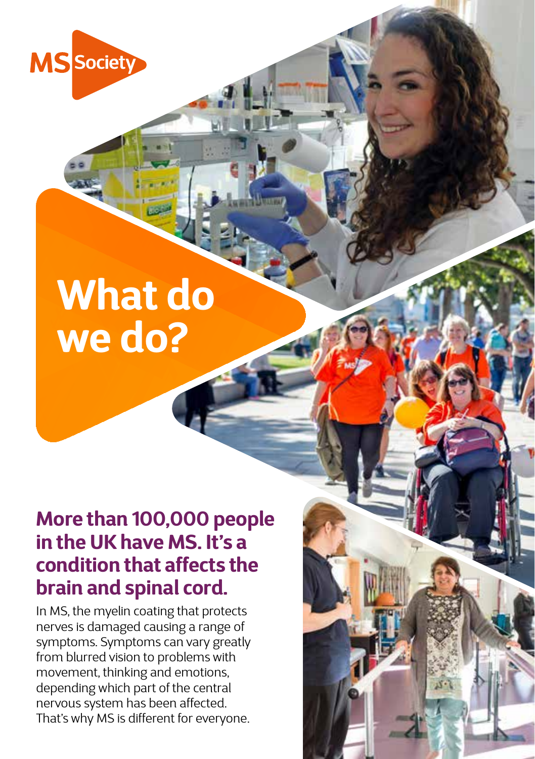MS Society

# What do we do?

## More than 100,000 people in the UK have MS. It's a condition that affects the brain and spinal cord.

In MS, the myelin coating that protects nerves is damaged causing a range of symptoms. Symptoms can vary greatly from blurred vision to problems with movement, thinking and emotions, depending which part of the central nervous system has been affected. That's why MS is different for everyone.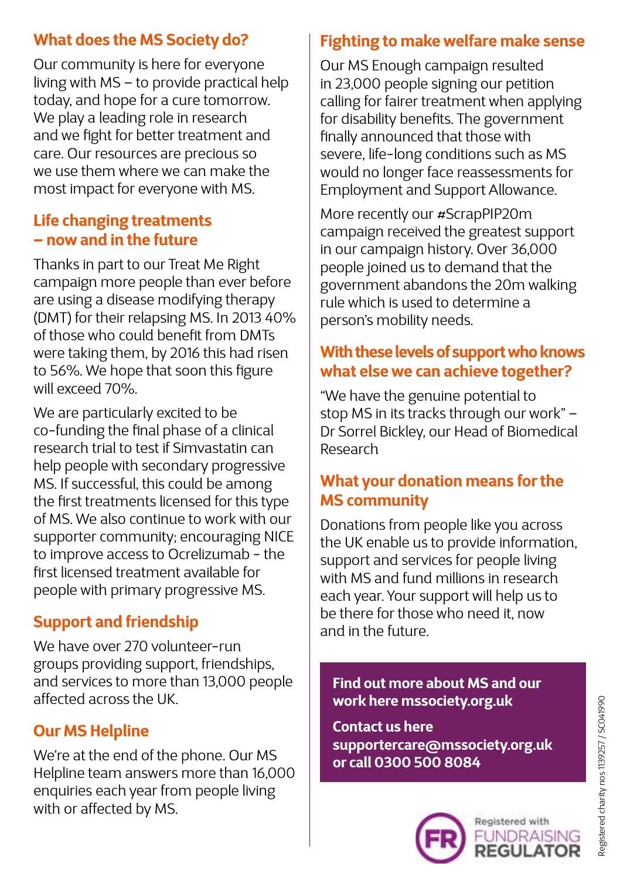## What does the MS Society do?

Our community is here for everyone living with MS – to provide practical help today, and hope for a cure tomorrow. We play a leading role in research and we fight for better treatment and care. Our resources are precious so we use them where we can make the most impact for everyone with MS.

## Life changing treatments – now and in the future

Thanks in part to our Treat Me Right campaign more people than ever before are using a disease modifying therapy (DMT) for their relapsing MS. In 2013 40% of those who could benefit from DMTs were taking them, by 2016 this had risen to 56%. We hope that soon this figure will exceed 70%.

We are particularly excited to be co-funding the final phase of a clinical research trial to test if Simvastatin can help people with secondary progressive MS. If successful, this could be among the first treatments licensed for this type of MS. We also continue to work with our supporter community; encouraging NICE to improve access to Ocrelizumab - the first licensed treatment available for people with primary progressive MS.

## Support and friendship

We have over 270 volunteer-run groups providing support, friendships, and services to more than 13,000 people affected across the UK.

## Our MS Helpline

We're at the end of the phone. Our MS Helpline team answers more than 16,000 enquiries each year from people living with or affected by MS.

## Fighting to make welfare make sense

Our MS Enough campaign resulted in 23,000 people signing our petition calling for fairer treatment when applying for disability benefits. The government finally announced that those with severe, life-long conditions such as MS would no longer face reassessments for Employment and Support Allowance.

More recently our #ScrapPIP20m campaign received the greatest support in our campaign history. Over 36,000 people joined us to demand that the government abandons the 20m walking rule which is used to determine a person's mobility needs.

## With these levels of support who knows what else we can achieve together?

"We have the genuine potential to stop MS in its tracks through our work" – Dr Sorrel Bickley, our Head of Biomedical Research

## What your donation means for the MS community

Donations from people like you across the UK enable us to provide information, support and services for people living with MS and fund millions in research each year. Your support will help us to be there for those who need it, now and in the future.

**Find out more about MS and our work here mssociety.org.uk**

**Contact us here supportercare@mssociety.org.uk or call 0300 500 8084**

Registered with FUNDRAISING REGULATOR

Registered charity nos 1139257 / SC041990